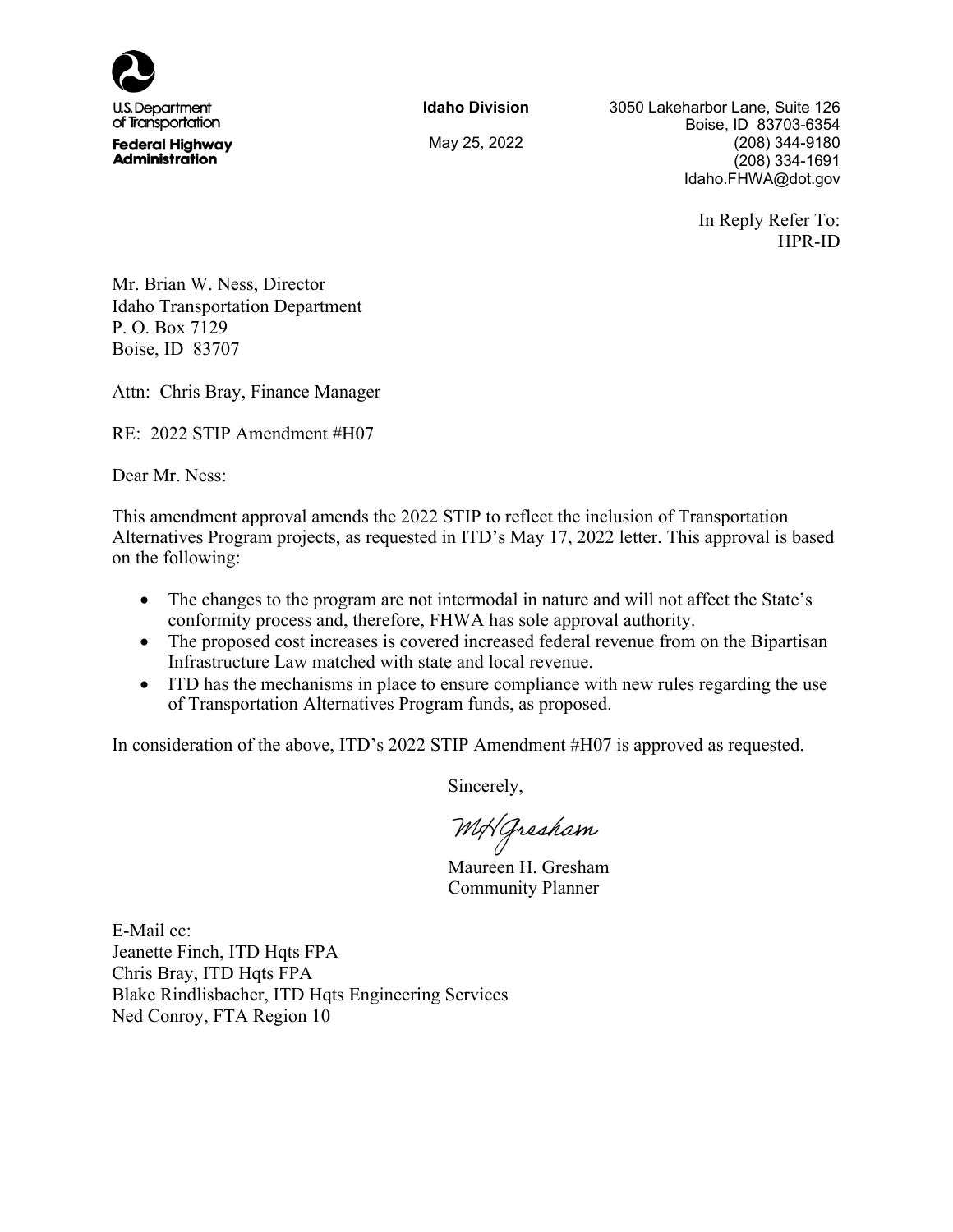U.S. Department of Transportation
**Federal Highway Administration**

**Idaho Division**

May 25, 2022

3050 Lakeharbor Lane, Suite 126
Boise, ID 83703-6354
(208) 344-9180
(208) 334-1691
Idaho.FHWA@dot.gov

In Reply Refer To:
HPR-ID

Mr. Brian W. Ness, Director
Idaho Transportation Department
P. O. Box 7129
Boise, ID 83707

Attn: Chris Bray, Finance Manager

RE: 2022 STIP Amendment #H07

Dear Mr. Ness:

This amendment approval amends the 2022 STIP to reflect the inclusion of Transportation Alternatives Program projects, as requested in ITD's May 17, 2022 letter. This approval is based on the following:

- The changes to the program are not intermodal in nature and will not affect the State's conformity process and, therefore, FHWA has sole approval authority.
- The proposed cost increases is covered increased federal revenue from on the Bipartisan Infrastructure Law matched with state and local revenue.
- ITD has the mechanisms in place to ensure compliance with new rules regarding the use of Transportation Alternatives Program funds, as proposed.

In consideration of the above, ITD's 2022 STIP Amendment #H07 is approved as requested.

Sincerely,

MHGresham

Maureen H. Gresham
Community Planner

E-Mail cc:
Jeanette Finch, ITD Hqts FPA
Chris Bray, ITD Hqts FPA
Blake Rindlisbacher, ITD Hqts Engineering Services
Ned Conroy, FTA Region 10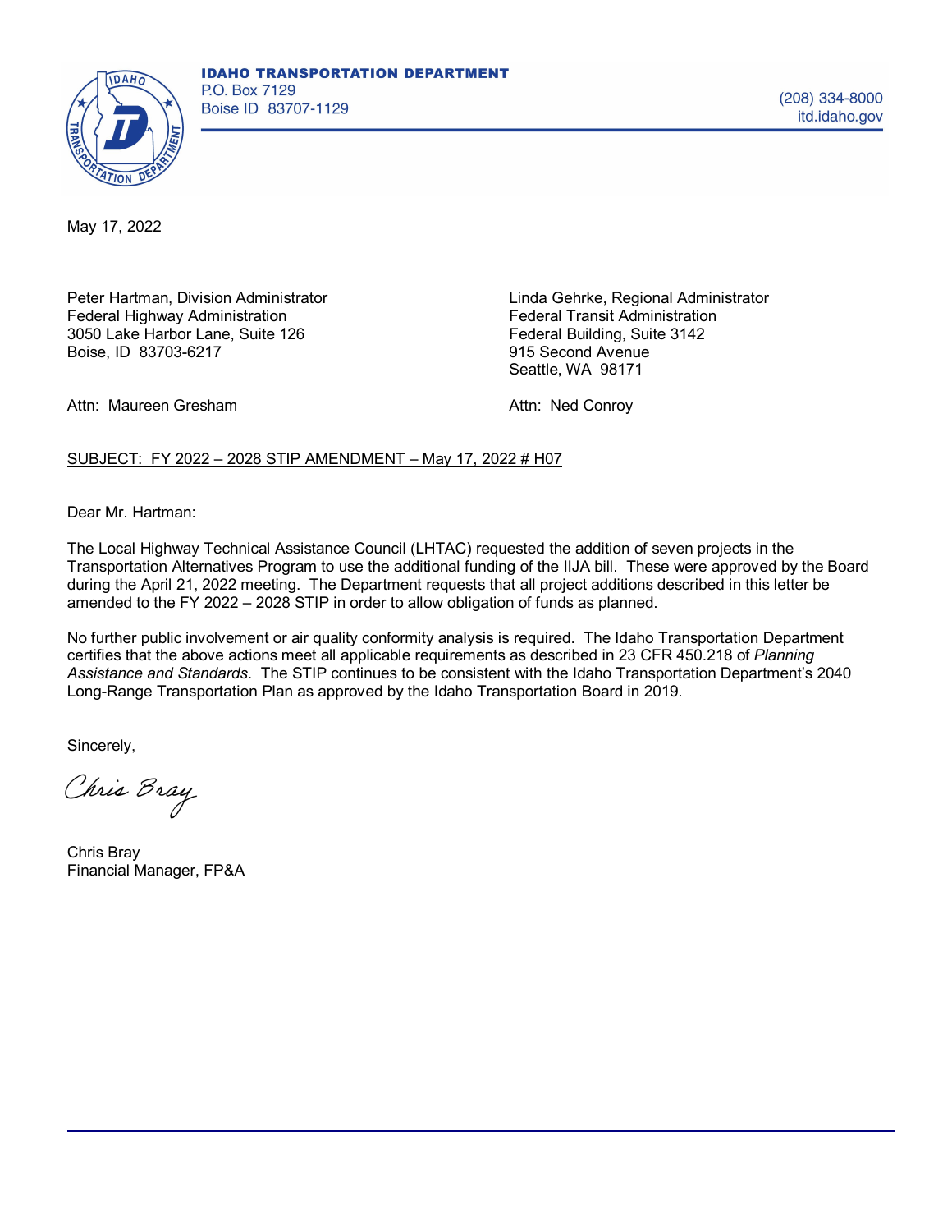**IDAHO TRANSPORTATION DEPARTMENT**
P.O. Box 7129
Boise ID 83707-1129

(208) 334-8000
itd.idaho.gov

May 17, 2022

Peter Hartman, Division Administrator
Federal Highway Administration
3050 Lake Harbor Lane, Suite 126
Boise, ID 83703-6217

Attn: Maureen Gresham

Linda Gehrke, Regional Administrator
Federal Transit Administration
Federal Building, Suite 3142
915 Second Avenue
Seattle, WA 98171

Attn: Ned Conroy

SUBJECT: FY 2022 – 2028 STIP AMENDMENT – May 17, 2022 # H07

Dear Mr. Hartman:

The Local Highway Technical Assistance Council (LHTAC) requested the addition of seven projects in the Transportation Alternatives Program to use the additional funding of the IIJA bill. These were approved by the Board during the April 21, 2022 meeting. The Department requests that all project additions described in this letter be amended to the FY 2022 – 2028 STIP in order to allow obligation of funds as planned.

No further public involvement or air quality conformity analysis is required. The Idaho Transportation Department certifies that the above actions meet all applicable requirements as described in 23 CFR 450.218 of *Planning Assistance and Standards*. The STIP continues to be consistent with the Idaho Transportation Department's 2040 Long-Range Transportation Plan as approved by the Idaho Transportation Board in 2019.

Sincerely,

Chris Bray

Chris Bray
Financial Manager, FP&A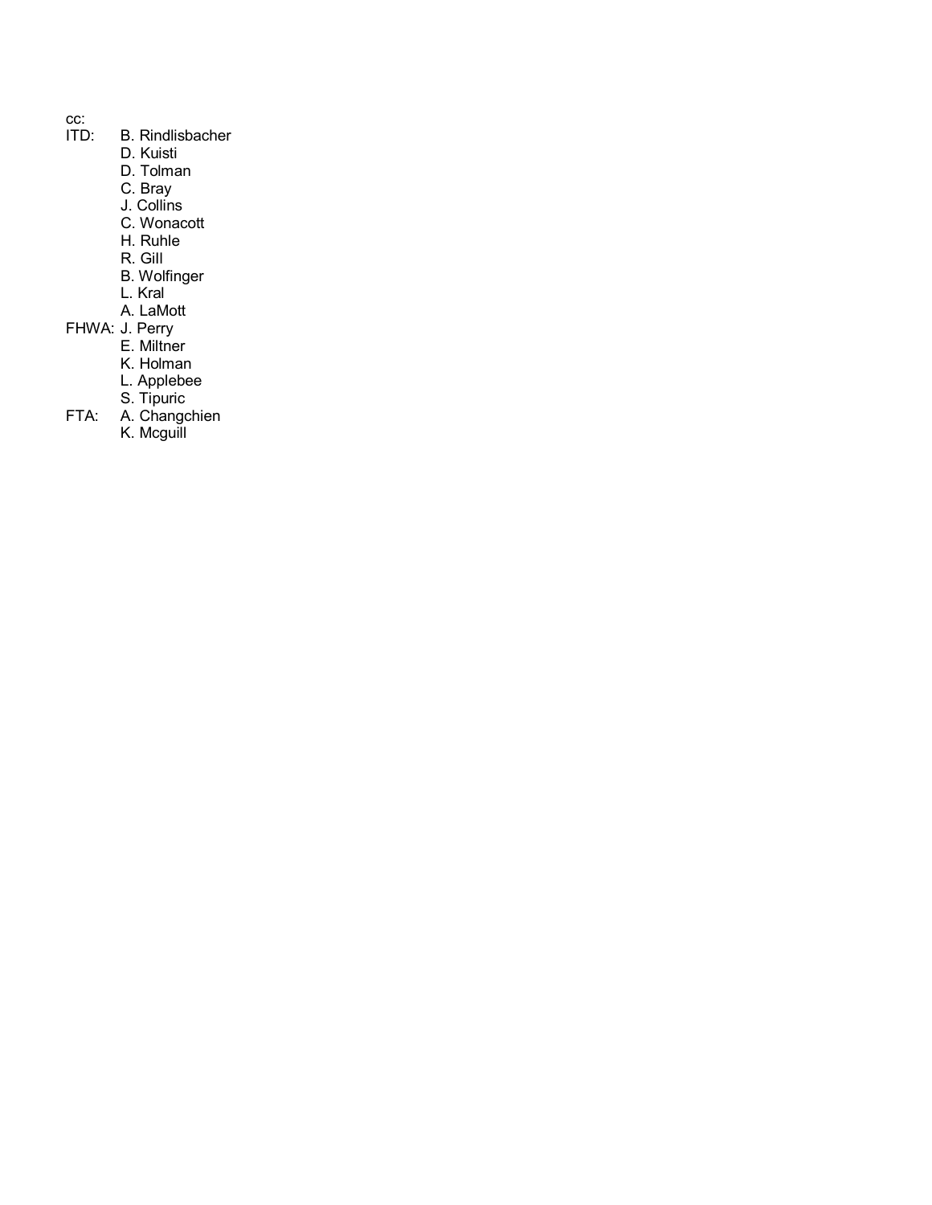cc:

ITD: B. Rindlisbacher
D. Kuisti
D. Tolman
C. Bray
J. Collins
C. Wonacott
H. Ruhle
R. Gill
B. Wolfinger
L. Kral
A. LaMott

FHWA: J. Perry
E. Miltner
K. Holman
L. Applebee
S. Tipuric

FTA: A. Changchien
K. Mcguill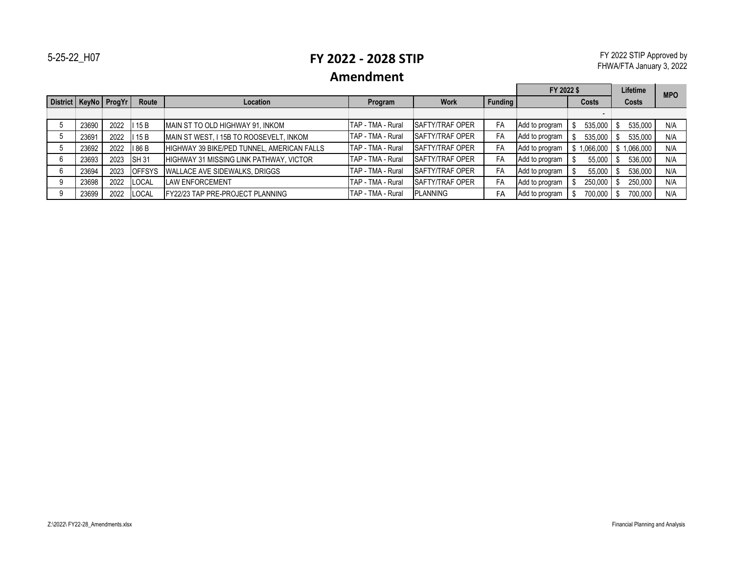5-25-22_H07

# FY 2022 - 2028 STIP

## Amendment

FY 2022 STIP Approved by FHWA/FTA January 3, 2022

| | | | | | | | | FY 2022 $ | | Lifetime | |
|---|---|---|---|---|---|---|---|---|---|---|---|
| District | KeyNo | ProgYr | Route | Location | Program | Work | Funding | | Costs | Costs | MPO |
| | | | | | | | | | - | | |
| 5 | 23690 | 2022 | I 15 B | MAIN ST TO OLD HIGHWAY 91, INKOM | TAP - TMA - Rural | SAFTY/TRAF OPER | FA | Add to program | $ 535,000 | $ 535,000 | N/A |
| 5 | 23691 | 2022 | I 15 B | MAIN ST WEST, I 15B TO ROOSEVELT, INKOM | TAP - TMA - Rural | SAFTY/TRAF OPER | FA | Add to program | $ 535,000 | $ 535,000 | N/A |
| 5 | 23692 | 2022 | I 86 B | HIGHWAY 39 BIKE/PED TUNNEL, AMERICAN FALLS | TAP - TMA - Rural | SAFTY/TRAF OPER | FA | Add to program | $ 1,066,000 | $ 1,066,000 | N/A |
| 6 | 23693 | 2023 | SH 31 | HIGHWAY 31 MISSING LINK PATHWAY, VICTOR | TAP - TMA - Rural | SAFTY/TRAF OPER | FA | Add to program | $ 55,000 | $ 536,000 | N/A |
| 6 | 23694 | 2023 | OFFSYS | WALLACE AVE SIDEWALKS, DRIGGS | TAP - TMA - Rural | SAFTY/TRAF OPER | FA | Add to program | $ 55,000 | $ 536,000 | N/A |
| 9 | 23698 | 2022 | LOCAL | LAW ENFORCEMENT | TAP - TMA - Rural | SAFTY/TRAF OPER | FA | Add to program | $ 250,000 | $ 250,000 | N/A |
| 9 | 23699 | 2022 | LOCAL | FY22/23 TAP PRE-PROJECT PLANNING | TAP - TMA - Rural | PLANNING | FA | Add to program | $ 700,000 | $ 700,000 | N/A |

Z:\2022\ FY22-28_Amendments.xlsx

Financial Planning and Analysis